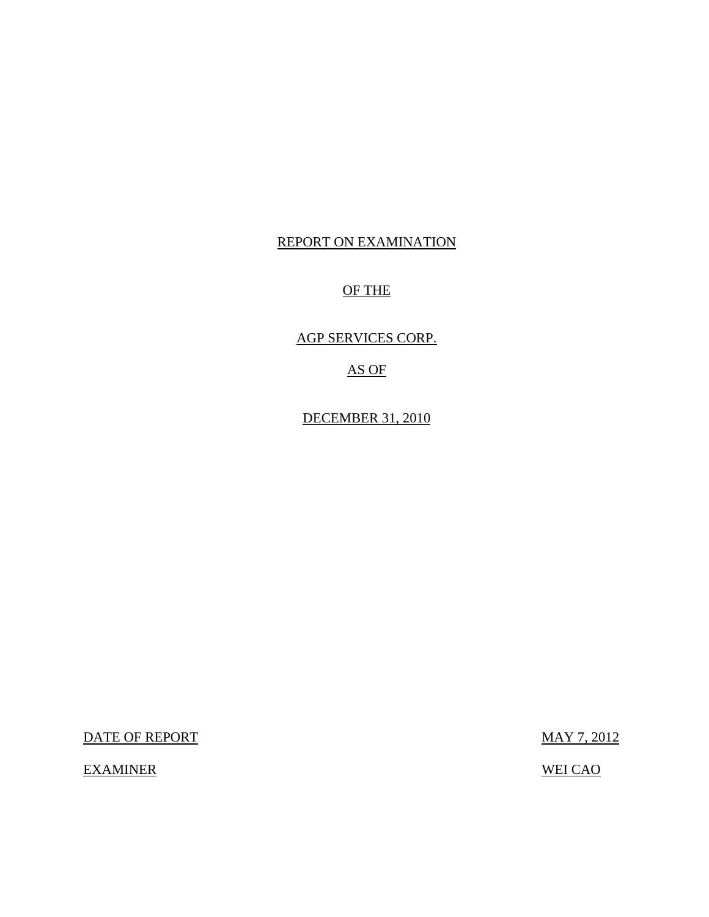# REPORT ON EXAMINATION

# OF THE

# AGP SERVICES CORP.

# AS OF

# DECEMBER 31, 2010

| | |
|---|---|
| DATE OF REPORT | MAY 7, 2012 |
| EXAMINER | WEI CAO |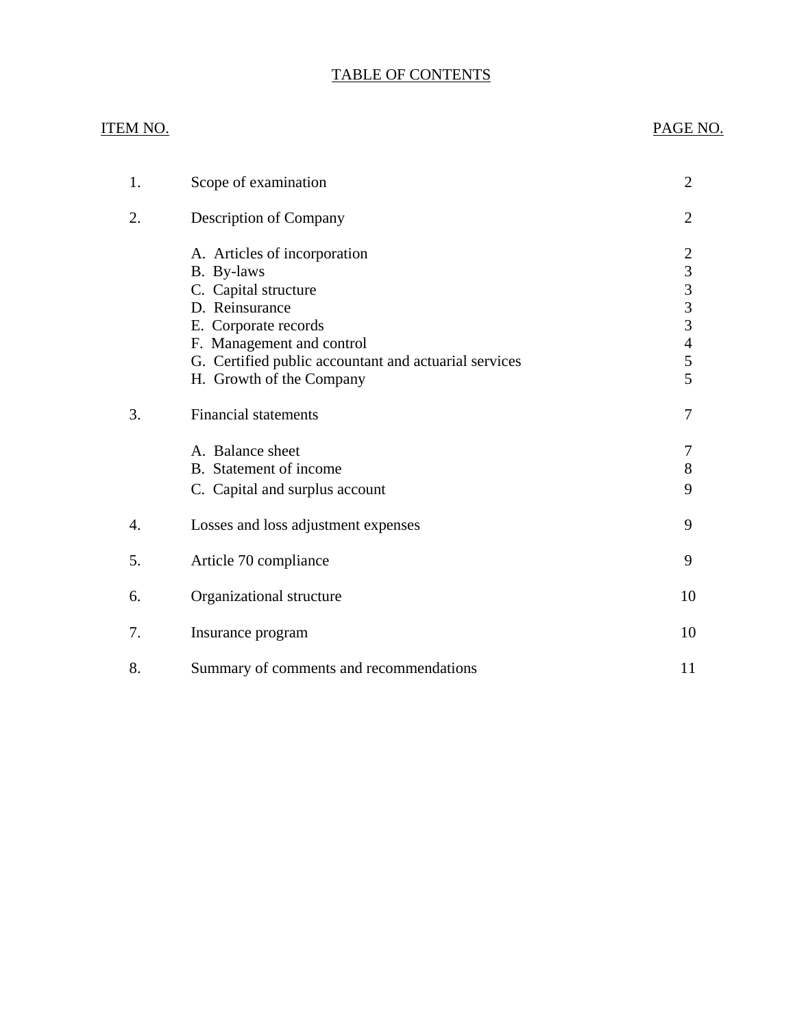# TABLE OF CONTENTS

| ITEM NO. | | PAGE NO. |
|---|---|---|
| 1. | Scope of examination | 2 |
| 2. | Description of Company | 2 |
| | A. Articles of incorporation | 2 |
| | B. By-laws | 3 |
| | C. Capital structure | 3 |
| | D. Reinsurance | 3 |
| | E. Corporate records | 3 |
| | F. Management and control | 4 |
| | G. Certified public accountant and actuarial services | 5 |
| | H. Growth of the Company | 5 |
| 3. | Financial statements | 7 |
| | A. Balance sheet | 7 |
| | B. Statement of income | 8 |
| | C. Capital and surplus account | 9 |
| 4. | Losses and loss adjustment expenses | 9 |
| 5. | Article 70 compliance | 9 |
| 6. | Organizational structure | 10 |
| 7. | Insurance program | 10 |
| 8. | Summary of comments and recommendations | 11 |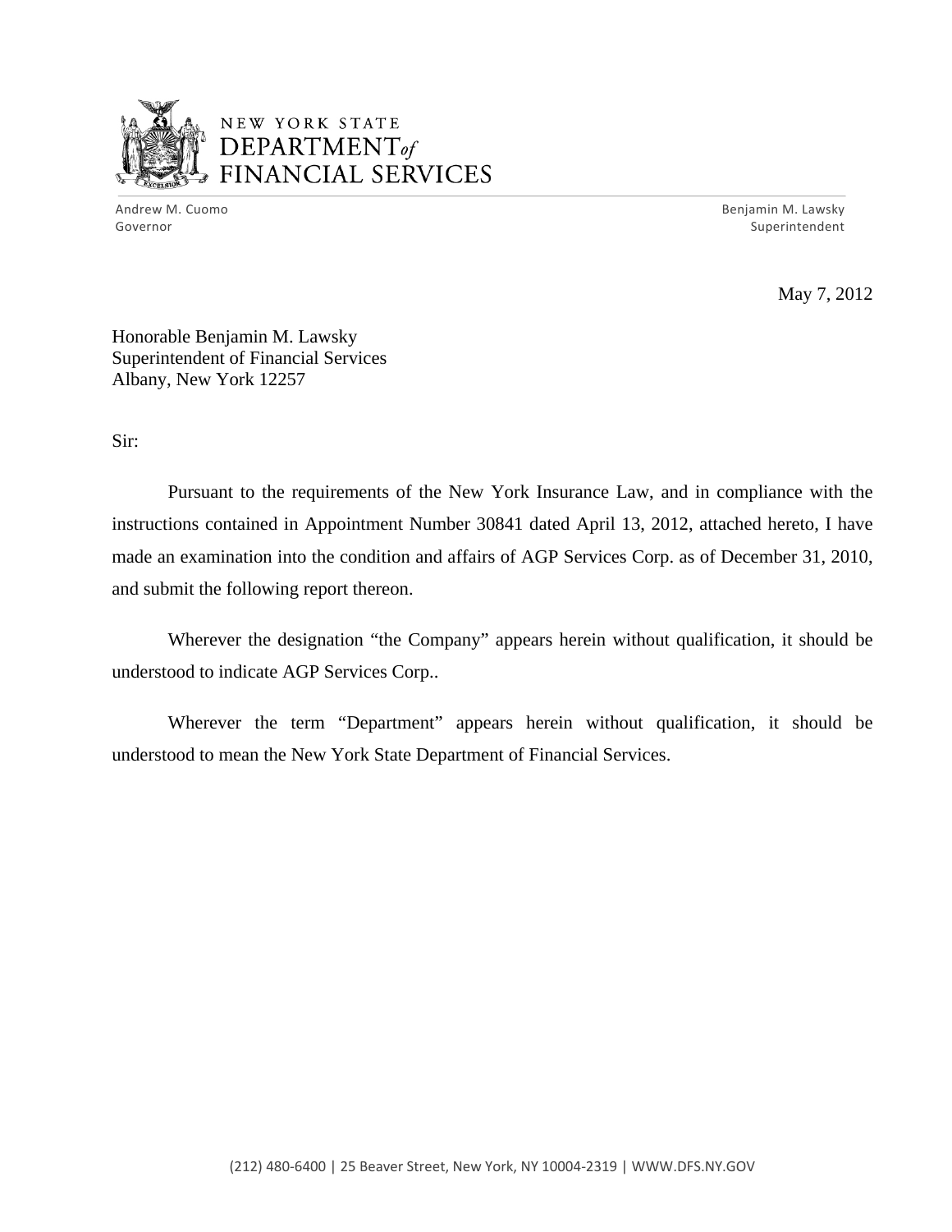NEW YORK STATE
DEPARTMENT *of*
FINANCIAL SERVICES

Andrew M. Cuomo
Governor

Benjamin M. Lawsky
Superintendent

May 7, 2012

Honorable Benjamin M. Lawsky
Superintendent of Financial Services
Albany, New York 12257

Sir:

Pursuant to the requirements of the New York Insurance Law, and in compliance with the instructions contained in Appointment Number 30841 dated April 13, 2012, attached hereto, I have made an examination into the condition and affairs of AGP Services Corp. as of December 31, 2010, and submit the following report thereon.

Wherever the designation "the Company" appears herein without qualification, it should be understood to indicate AGP Services Corp..

Wherever the term "Department" appears herein without qualification, it should be understood to mean the New York State Department of Financial Services.

(212) 480-6400 | 25 Beaver Street, New York, NY 10004-2319 | WWW.DFS.NY.GOV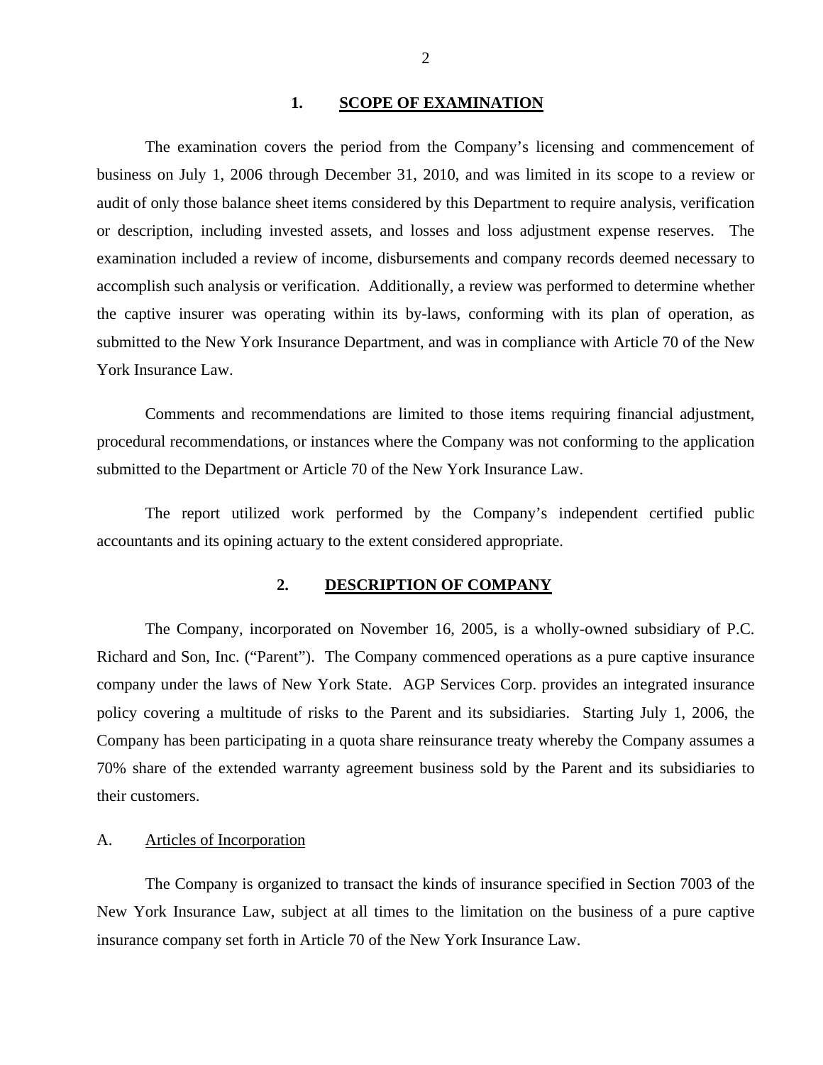## 1. SCOPE OF EXAMINATION

The examination covers the period from the Company's licensing and commencement of business on July 1, 2006 through December 31, 2010, and was limited in its scope to a review or audit of only those balance sheet items considered by this Department to require analysis, verification or description, including invested assets, and losses and loss adjustment expense reserves. The examination included a review of income, disbursements and company records deemed necessary to accomplish such analysis or verification. Additionally, a review was performed to determine whether the captive insurer was operating within its by-laws, conforming with its plan of operation, as submitted to the New York Insurance Department, and was in compliance with Article 70 of the New York Insurance Law.

Comments and recommendations are limited to those items requiring financial adjustment, procedural recommendations, or instances where the Company was not conforming to the application submitted to the Department or Article 70 of the New York Insurance Law.

The report utilized work performed by the Company's independent certified public accountants and its opining actuary to the extent considered appropriate.

## 2. DESCRIPTION OF COMPANY

The Company, incorporated on November 16, 2005, is a wholly-owned subsidiary of P.C. Richard and Son, Inc. ("Parent"). The Company commenced operations as a pure captive insurance company under the laws of New York State. AGP Services Corp. provides an integrated insurance policy covering a multitude of risks to the Parent and its subsidiaries. Starting July 1, 2006, the Company has been participating in a quota share reinsurance treaty whereby the Company assumes a 70% share of the extended warranty agreement business sold by the Parent and its subsidiaries to their customers.

### A. Articles of Incorporation

The Company is organized to transact the kinds of insurance specified in Section 7003 of the New York Insurance Law, subject at all times to the limitation on the business of a pure captive insurance company set forth in Article 70 of the New York Insurance Law.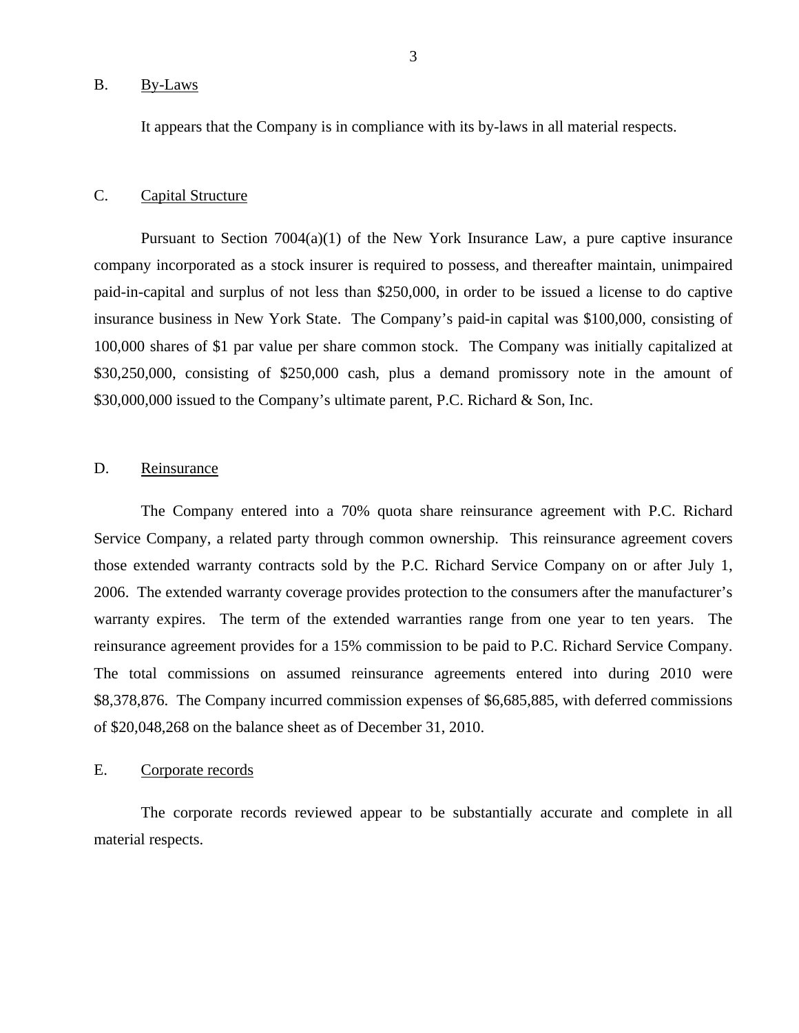## B. By-Laws

It appears that the Company is in compliance with its by-laws in all material respects.

## C. Capital Structure

Pursuant to Section 7004(a)(1) of the New York Insurance Law, a pure captive insurance company incorporated as a stock insurer is required to possess, and thereafter maintain, unimpaired paid-in-capital and surplus of not less than $250,000, in order to be issued a license to do captive insurance business in New York State. The Company's paid-in capital was $100,000, consisting of 100,000 shares of $1 par value per share common stock. The Company was initially capitalized at $30,250,000, consisting of $250,000 cash, plus a demand promissory note in the amount of $30,000,000 issued to the Company's ultimate parent, P.C. Richard & Son, Inc.

## D. Reinsurance

The Company entered into a 70% quota share reinsurance agreement with P.C. Richard Service Company, a related party through common ownership. This reinsurance agreement covers those extended warranty contracts sold by the P.C. Richard Service Company on or after July 1, 2006. The extended warranty coverage provides protection to the consumers after the manufacturer's warranty expires. The term of the extended warranties range from one year to ten years. The reinsurance agreement provides for a 15% commission to be paid to P.C. Richard Service Company. The total commissions on assumed reinsurance agreements entered into during 2010 were $8,378,876. The Company incurred commission expenses of $6,685,885, with deferred commissions of $20,048,268 on the balance sheet as of December 31, 2010.

## E. Corporate records

The corporate records reviewed appear to be substantially accurate and complete in all material respects.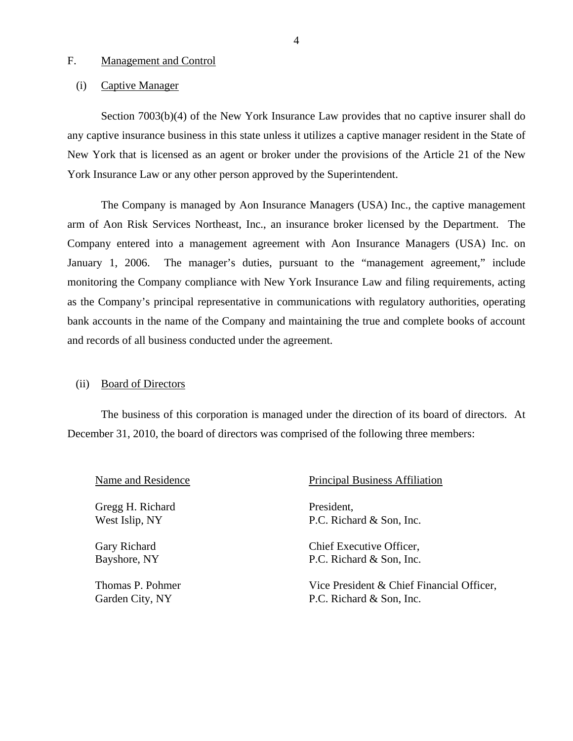## F. Management and Control

### (i) Captive Manager

Section 7003(b)(4) of the New York Insurance Law provides that no captive insurer shall do any captive insurance business in this state unless it utilizes a captive manager resident in the State of New York that is licensed as an agent or broker under the provisions of the Article 21 of the New York Insurance Law or any other person approved by the Superintendent.

The Company is managed by Aon Insurance Managers (USA) Inc., the captive management arm of Aon Risk Services Northeast, Inc., an insurance broker licensed by the Department. The Company entered into a management agreement with Aon Insurance Managers (USA) Inc. on January 1, 2006. The manager's duties, pursuant to the "management agreement," include monitoring the Company compliance with New York Insurance Law and filing requirements, acting as the Company's principal representative in communications with regulatory authorities, operating bank accounts in the name of the Company and maintaining the true and complete books of account and records of all business conducted under the agreement.

### (ii) Board of Directors

The business of this corporation is managed under the direction of its board of directors. At December 31, 2010, the board of directors was comprised of the following three members:

| Name and Residence | Principal Business Affiliation |
| --- | --- |
| Gregg H. Richard<br>West Islip, NY | President,<br>P.C. Richard & Son, Inc. |
| Gary Richard<br>Bayshore, NY | Chief Executive Officer,<br>P.C. Richard & Son, Inc. |
| Thomas P. Pohmer<br>Garden City, NY | Vice President & Chief Financial Officer,<br>P.C. Richard & Son, Inc. |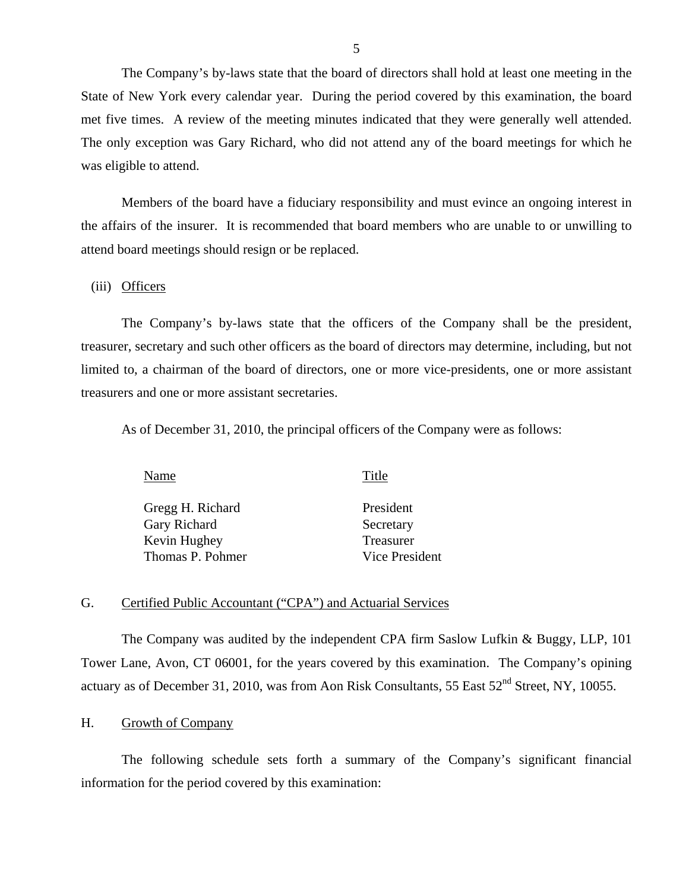The Company's by-laws state that the board of directors shall hold at least one meeting in the State of New York every calendar year. During the period covered by this examination, the board met five times. A review of the meeting minutes indicated that they were generally well attended. The only exception was Gary Richard, who did not attend any of the board meetings for which he was eligible to attend.

Members of the board have a fiduciary responsibility and must evince an ongoing interest in the affairs of the insurer. It is recommended that board members who are unable to or unwilling to attend board meetings should resign or be replaced.

(iii) Officers

The Company's by-laws state that the officers of the Company shall be the president, treasurer, secretary and such other officers as the board of directors may determine, including, but not limited to, a chairman of the board of directors, one or more vice-presidents, one or more assistant treasurers and one or more assistant secretaries.

As of December 31, 2010, the principal officers of the Company were as follows:

| Name | Title |
| --- | --- |
| Gregg H. Richard | President |
| Gary Richard | Secretary |
| Kevin Hughey | Treasurer |
| Thomas P. Pohmer | Vice President |

## G. Certified Public Accountant ("CPA") and Actuarial Services

The Company was audited by the independent CPA firm Saslow Lufkin & Buggy, LLP, 101 Tower Lane, Avon, CT 06001, for the years covered by this examination. The Company's opining actuary as of December 31, 2010, was from Aon Risk Consultants, 55 East 52nd Street, NY, 10055.

## H. Growth of Company

The following schedule sets forth a summary of the Company's significant financial information for the period covered by this examination: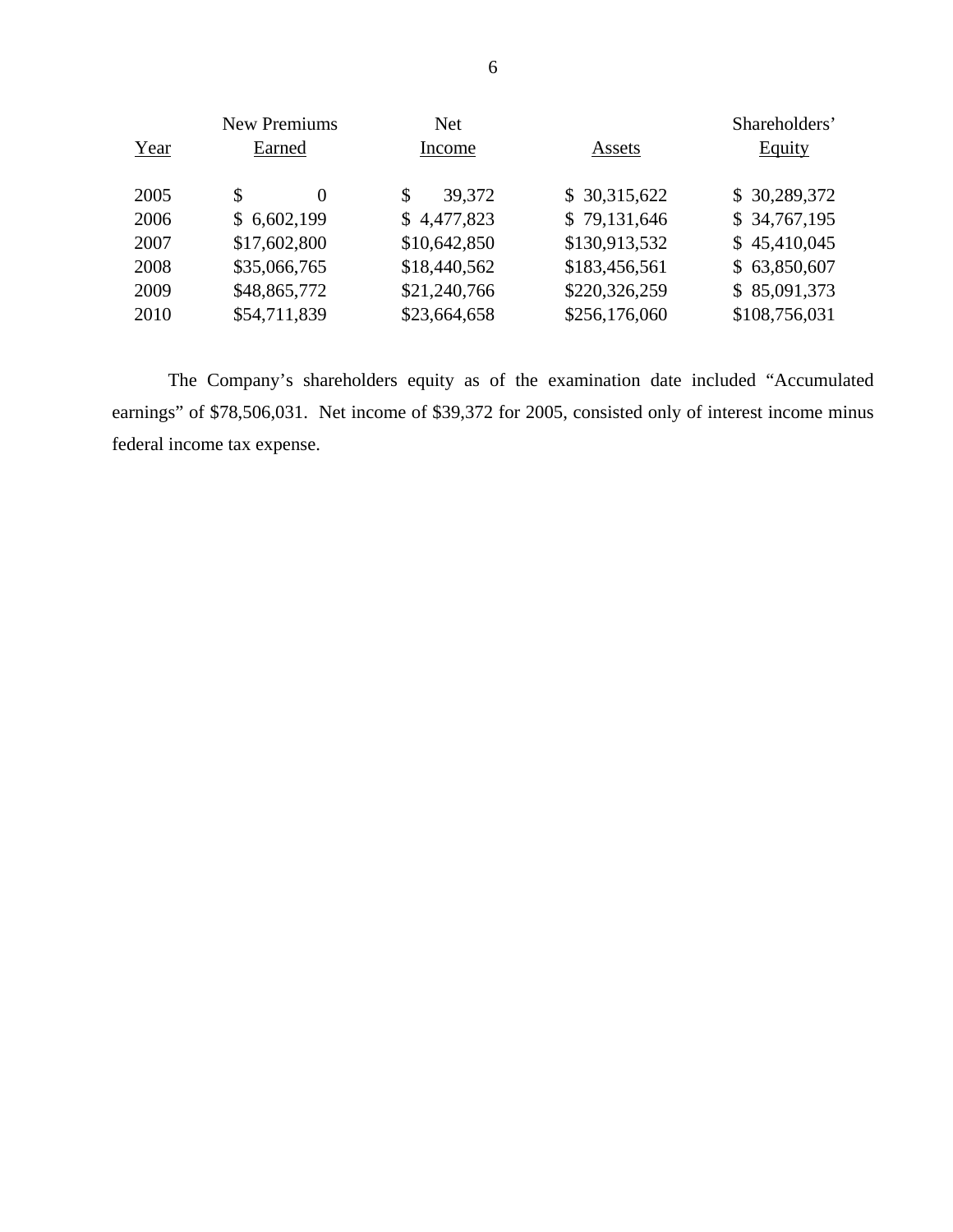| Year | New Premiums Earned | Net Income | Assets | Shareholders' Equity |
|---|---|---|---|---|
| 2005 | $ 0 | $ 39,372 | $ 30,315,622 | $ 30,289,372 |
| 2006 | $ 6,602,199 | $ 4,477,823 | $ 79,131,646 | $ 34,767,195 |
| 2007 | $17,602,800 | $10,642,850 | $130,913,532 | $ 45,410,045 |
| 2008 | $35,066,765 | $18,440,562 | $183,456,561 | $ 63,850,607 |
| 2009 | $48,865,772 | $21,240,766 | $220,326,259 | $ 85,091,373 |
| 2010 | $54,711,839 | $23,664,658 | $256,176,060 | $108,756,031 |

The Company's shareholders equity as of the examination date included "Accumulated earnings" of $78,506,031. Net income of $39,372 for 2005, consisted only of interest income minus federal income tax expense.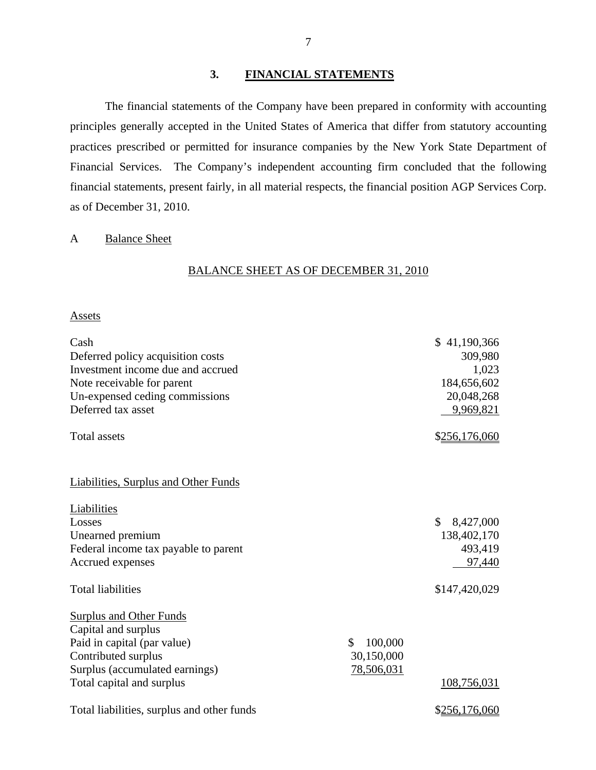## 3. FINANCIAL STATEMENTS

The financial statements of the Company have been prepared in conformity with accounting principles generally accepted in the United States of America that differ from statutory accounting practices prescribed or permitted for insurance companies by the New York State Department of Financial Services. The Company's independent accounting firm concluded that the following financial statements, present fairly, in all material respects, the financial position AGP Services Corp. as of December 31, 2010.

### A Balance Sheet

BALANCE SHEET AS OF DECEMBER 31, 2010

| | | |
|---|---|---|
| **Assets** | | |
| Cash | | $ 41,190,366 |
| Deferred policy acquisition costs | | 309,980 |
| Investment income due and accrued | | 1,023 |
| Note receivable for parent | | 184,656,602 |
| Un-expensed ceding commissions | | 20,048,268 |
| Deferred tax asset | | 9,969,821 |
| Total assets | | $256,176,060 |
| **Liabilities, Surplus and Other Funds** | | |
| **Liabilities** | | |
| Losses | | $ 8,427,000 |
| Unearned premium | | 138,402,170 |
| Federal income tax payable to parent | | 493,419 |
| Accrued expenses | | 97,440 |
| Total liabilities | | $147,420,029 |
| **Surplus and Other Funds** | | |
| Capital and surplus | | |
| Paid in capital (par value) | $ 100,000 | |
| Contributed surplus | 30,150,000 | |
| Surplus (accumulated earnings) | 78,506,031 | |
| Total capital and surplus | | 108,756,031 |
| Total liabilities, surplus and other funds | | $256,176,060 |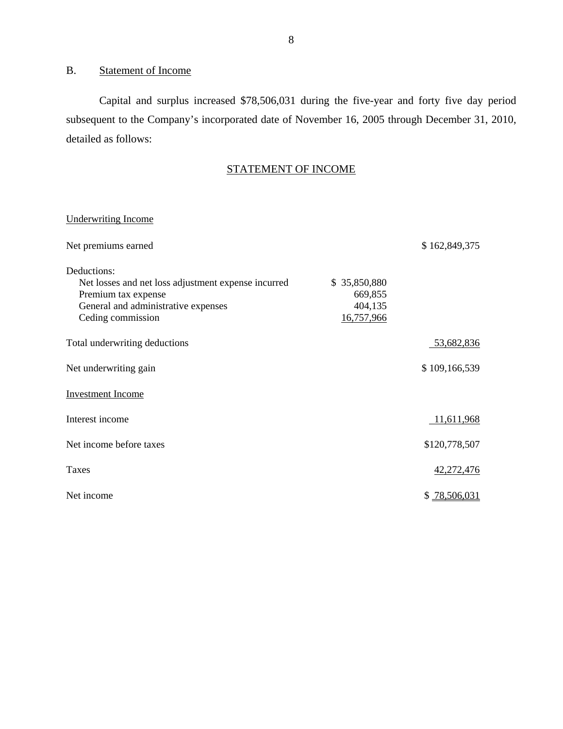## B. Statement of Income

Capital and surplus increased $78,506,031 during the five-year and forty five day period subsequent to the Company's incorporated date of November 16, 2005 through December 31, 2010, detailed as follows:

### STATEMENT OF INCOME

| | | |
|---|---|---|
| Underwriting Income | | |
| Net premiums earned | | $ 162,849,375 |
| Deductions: | | |
| Net losses and net loss adjustment expense incurred | $ 35,850,880 | |
| Premium tax expense | 669,855 | |
| General and administrative expenses | 404,135 | |
| Ceding commission | 16,757,966 | |
| Total underwriting deductions | | 53,682,836 |
| Net underwriting gain | | $ 109,166,539 |
| Investment Income | | |
| Interest income | | 11,611,968 |
| Net income before taxes | | $120,778,507 |
| Taxes | | 42,272,476 |
| Net income | | $ 78,506,031 |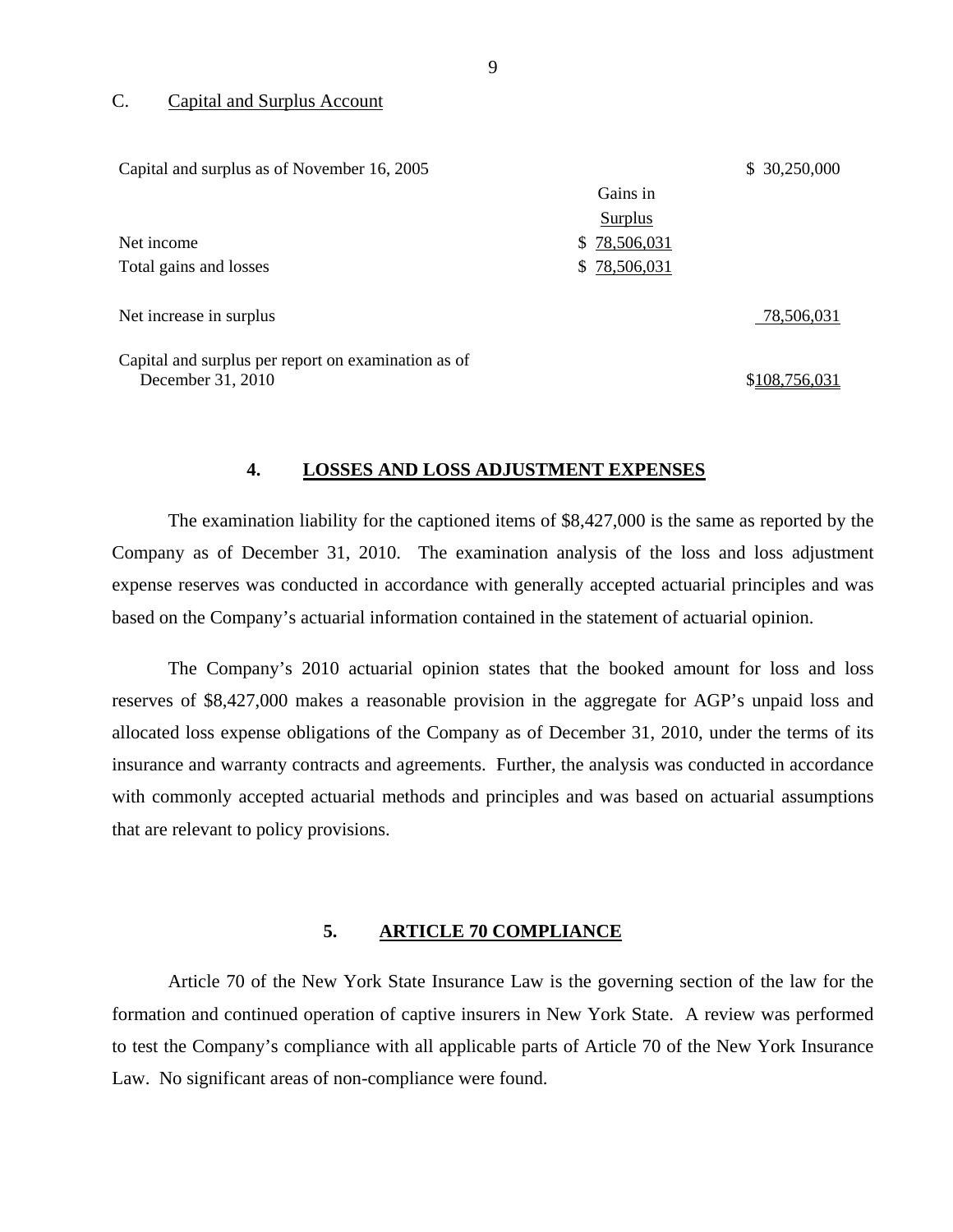C. Capital and Surplus Account

| | Gains in Surplus | |
|---|---|---|
| Capital and surplus as of November 16, 2005 | | $ 30,250,000 |
| Net income | $ 78,506,031 | |
| Total gains and losses | $ 78,506,031 | |
| Net increase in surplus | | 78,506,031 |
| Capital and surplus per report on examination as of December 31, 2010 | | $108,756,031 |

## 4. LOSSES AND LOSS ADJUSTMENT EXPENSES

The examination liability for the captioned items of $8,427,000 is the same as reported by the Company as of December 31, 2010. The examination analysis of the loss and loss adjustment expense reserves was conducted in accordance with generally accepted actuarial principles and was based on the Company's actuarial information contained in the statement of actuarial opinion.

The Company's 2010 actuarial opinion states that the booked amount for loss and loss reserves of $8,427,000 makes a reasonable provision in the aggregate for AGP's unpaid loss and allocated loss expense obligations of the Company as of December 31, 2010, under the terms of its insurance and warranty contracts and agreements. Further, the analysis was conducted in accordance with commonly accepted actuarial methods and principles and was based on actuarial assumptions that are relevant to policy provisions.

## 5. ARTICLE 70 COMPLIANCE

Article 70 of the New York State Insurance Law is the governing section of the law for the formation and continued operation of captive insurers in New York State. A review was performed to test the Company's compliance with all applicable parts of Article 70 of the New York Insurance Law. No significant areas of non-compliance were found.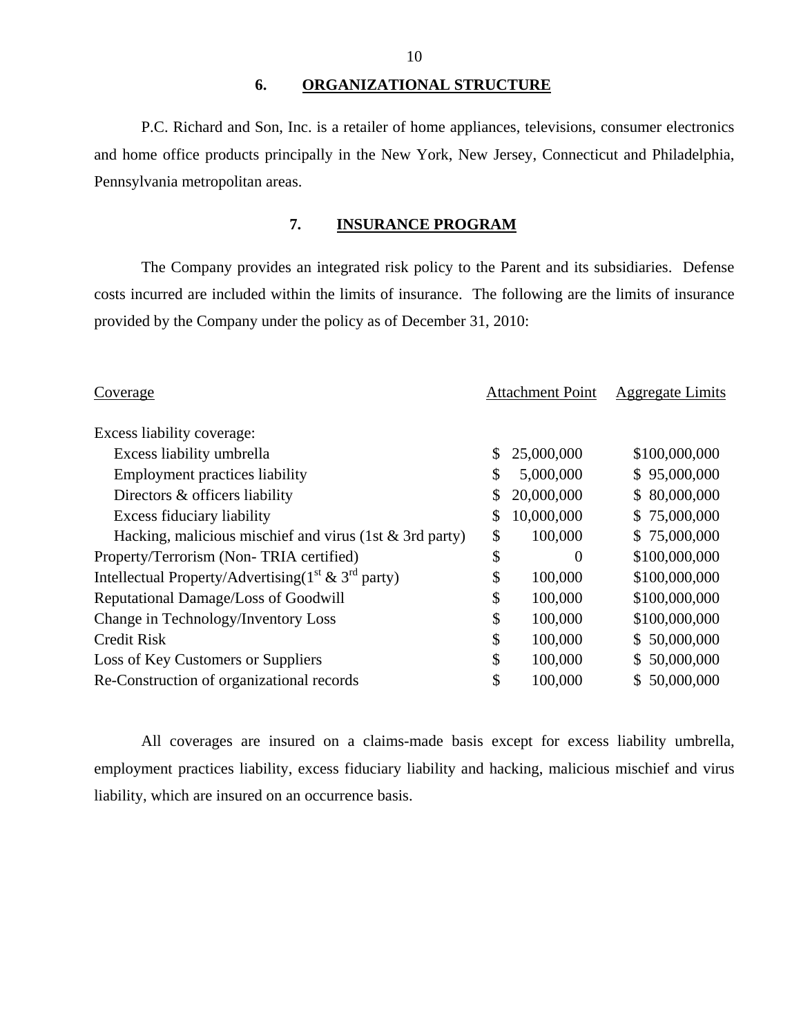## 6. ORGANIZATIONAL STRUCTURE

P.C. Richard and Son, Inc. is a retailer of home appliances, televisions, consumer electronics and home office products principally in the New York, New Jersey, Connecticut and Philadelphia, Pennsylvania metropolitan areas.

## 7. INSURANCE PROGRAM

The Company provides an integrated risk policy to the Parent and its subsidiaries. Defense costs incurred are included within the limits of insurance. The following are the limits of insurance provided by the Company under the policy as of December 31, 2010:

| Coverage | Attachment Point | Aggregate Limits |
|---|---|---|
| Excess liability coverage: | | |
| Excess liability umbrella | $ 25,000,000 | $100,000,000 |
| Employment practices liability | $ 5,000,000 | $ 95,000,000 |
| Directors & officers liability | $ 20,000,000 | $ 80,000,000 |
| Excess fiduciary liability | $ 10,000,000 | $ 75,000,000 |
| Hacking, malicious mischief and virus (1st & 3rd party) | $ 100,000 | $ 75,000,000 |
| Property/Terrorism (Non- TRIA certified) | $ 0 | $100,000,000 |
| Intellectual Property/Advertising(1st & 3rd party) | $ 100,000 | $100,000,000 |
| Reputational Damage/Loss of Goodwill | $ 100,000 | $100,000,000 |
| Change in Technology/Inventory Loss | $ 100,000 | $100,000,000 |
| Credit Risk | $ 100,000 | $ 50,000,000 |
| Loss of Key Customers or Suppliers | $ 100,000 | $ 50,000,000 |
| Re-Construction of organizational records | $ 100,000 | $ 50,000,000 |

All coverages are insured on a claims-made basis except for excess liability umbrella, employment practices liability, excess fiduciary liability and hacking, malicious mischief and virus liability, which are insured on an occurrence basis.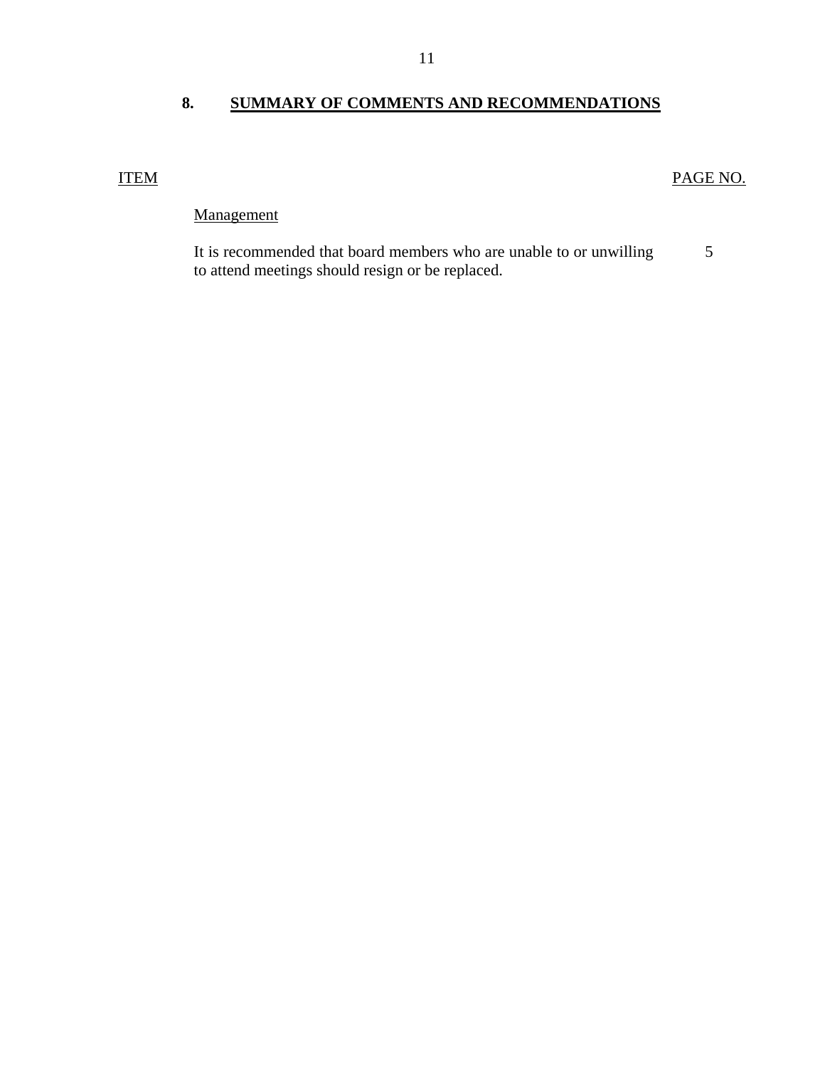## 8. SUMMARY OF COMMENTS AND RECOMMENDATIONS

| ITEM | | PAGE NO. |
|---|---|---|
| | Management | |
| | It is recommended that board members who are unable to or unwilling to attend meetings should resign or be replaced. | 5 |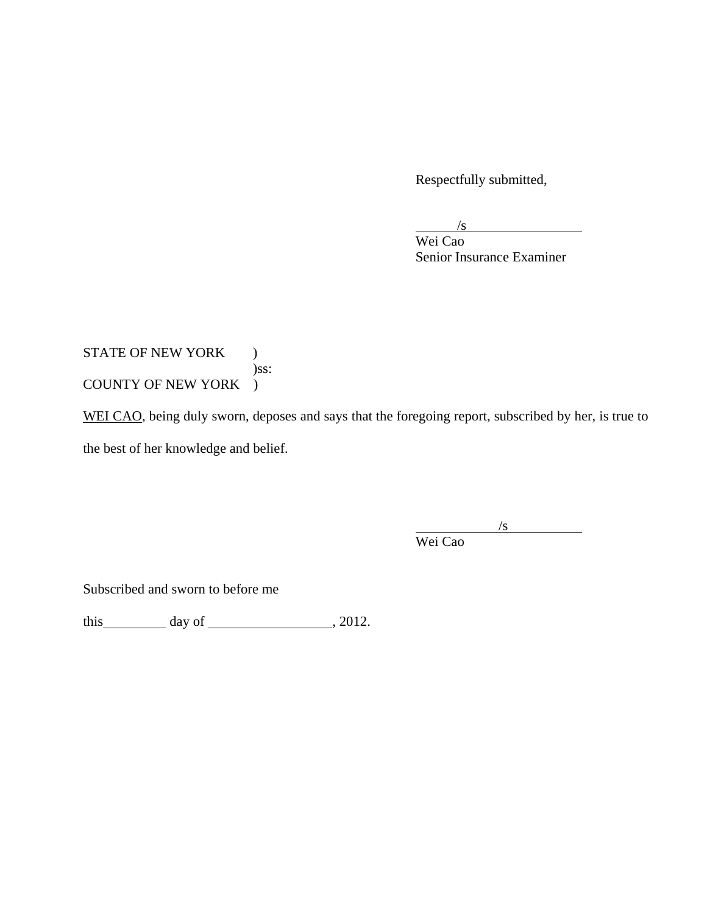Respectfully submitted,

/s

Wei Cao
Senior Insurance Examiner

STATE OF NEW YORK )
)ss:
COUNTY OF NEW YORK )

WEI CAO, being duly sworn, deposes and says that the foregoing report, subscribed by her, is true to the best of her knowledge and belief.

/s

Wei Cao

Subscribed and sworn to before me

this\_\_\_\_\_\_\_\_\_ day of \_\_\_\_\_\_\_\_\_\_\_\_\_\_\_\_\_\_, 2012.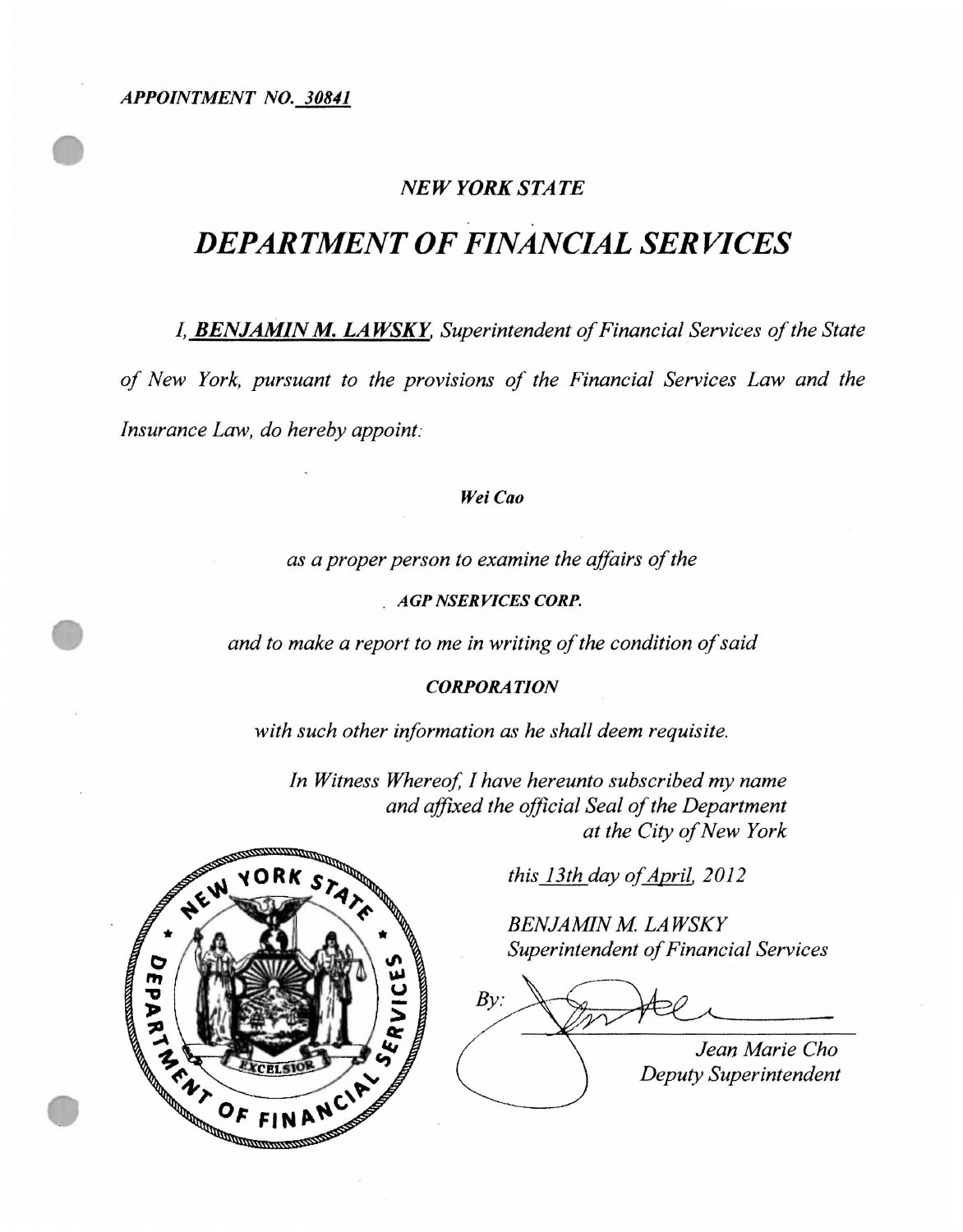*APPOINTMENT NO. 30841*

*NEW YORK STATE*

# *DEPARTMENT OF FINANCIAL SERVICES*

*I, **BENJAMIN M. LAWSKY**, Superintendent of Financial Services of the State of New York, pursuant to the provisions of the Financial Services Law and the Insurance Law, do hereby appoint:*

***Wei Cao***

*as a proper person to examine the affairs of the*

***AGP NSERVICES CORP.***

*and to make a report to me in writing of the condition of said*

***CORPORATION***

*with such other information as he shall deem requisite.*

*In Witness Whereof, I have hereunto subscribed my name and affixed the official Seal of the Department at the City of New York*

*this 13th day of April, 2012*

*BENJAMIN M. LAWSKY*
*Superintendent of Financial Services*

*By:*

*Jean Marie Cho*
*Deputy Superintendent*

NEW YORK STATE ★ DEPARTMENT OF FINANCIAL SERVICES ★ EXCELSIOR